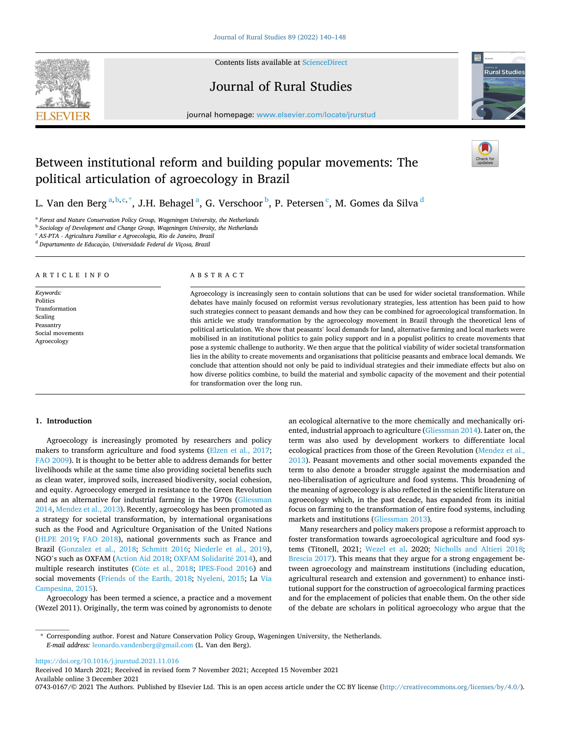# Between institutional reform and building popular movements: The political articulation of agroecology in Brazil

L. Van den Berg [a,b,c,*], J.H. Behagel [a], G. Verschoor [b], P. Petersen [c], M. Gomes da Silva [d]

[a] Forest and Nature Conservation Policy Group, Wageningen University, the Netherlands
[b] Sociology of Development and Change Group, Wageningen University, the Netherlands
[c] AS-PTA - Agricultura Familiar e Agroecologia, Rio de Janeiro, Brazil
[d] Departamento de Educação, Universidade Federal de Viçosa, Brazil

## ARTICLE INFO

*Keywords:*
Politics
Transformation
Scaling
Peasantry
Social movements
Agroecology

## ABSTRACT

Agroecology is increasingly seen to contain solutions that can be used for wider societal transformation. While debates have mainly focused on reformist versus revolutionary strategies, less attention has been paid to how such strategies connect to peasant demands and how they can be combined for agroecological transformation. In this article we study transformation by the agroecology movement in Brazil through the theoretical lens of political articulation. We show that peasants' local demands for land, alternative farming and local markets were mobilised in an institutional politics to gain policy support and in a populist politics to create movements that pose a systemic challenge to authority. We then argue that the political viability of wider societal transformation lies in the ability to create movements and organisations that politicise peasants and embrace local demands. We conclude that attention should not only be paid to individual strategies and their immediate effects but also on how diverse politics combine, to build the material and symbolic capacity of the movement and their potential for transformation over the long run.

## 1. Introduction

Agroecology is increasingly promoted by researchers and policy makers to transform agriculture and food systems (Elzen et al., 2017; FAO 2009). It is thought to be better able to address demands for better livelihoods while at the same time also providing societal benefits such as clean water, improved soils, increased biodiversity, social cohesion, and equity. Agroecology emerged in resistance to the Green Revolution and as an alternative for industrial farming in the 1970s (Gliessman 2014, Mendez et al., 2013). Recently, agroecology has been promoted as a strategy for societal transformation, by international organisations such as the Food and Agriculture Organisation of the United Nations (HLPE 2019; FAO 2018), national governments such as France and Brazil (Gonzalez et al., 2018; Schmitt 2016; Niederle et al., 2019), NGO's such as OXFAM (Action Aid 2018; OXFAM Solidarité 2014), and multiple research institutes (Côte et al., 2018; IPES-Food 2016) and social movements (Friends of the Earth, 2018; Nyeleni, 2015; La Via Campesina, 2015).

Agroecology has been termed a science, a practice and a movement (Wezel 2011). Originally, the term was coined by agronomists to denote an ecological alternative to the more chemically and mechanically oriented, industrial approach to agriculture (Gliessman 2014). Later on, the term was also used by development workers to differentiate local ecological practices from those of the Green Revolution (Mendez et al., 2013). Peasant movements and other social movements expanded the term to also denote a broader struggle against the modernisation and neo-liberalisation of agriculture and food systems. This broadening of the meaning of agroecology is also reflected in the scientific literature on agroecology which, in the past decade, has expanded from its initial focus on farming to the transformation of entire food systems, including markets and institutions (Gliessman 2013).

Many researchers and policy makers propose a reformist approach to foster transformation towards agroecological agriculture and food systems (Titonell, 2021; Wezel et al. 2020; Nicholls and Altieri 2018; Brescia 2017). This means that they argue for a strong engagement between agroecology and mainstream institutions (including education, agricultural research and extension and government) to enhance institutional support for the construction of agroecological farming practices and for the emplacement of policies that enable them. On the other side of the debate are scholars in political agroecology who argue that the

* Corresponding author. Forest and Nature Conservation Policy Group, Wageningen University, the Netherlands.
*E-mail address:* leonardo.vandenberg@gmail.com (L. Van den Berg).

https://doi.org/10.1016/j.jrurstud.2021.11.016
Received 10 March 2021; Received in revised form 7 November 2021; Accepted 15 November 2021
Available online 3 December 2021
0743-0167/© 2021 The Authors. Published by Elsevier Ltd. This is an open access article under the CC BY license (http://creativecommons.org/licenses/by/4.0/).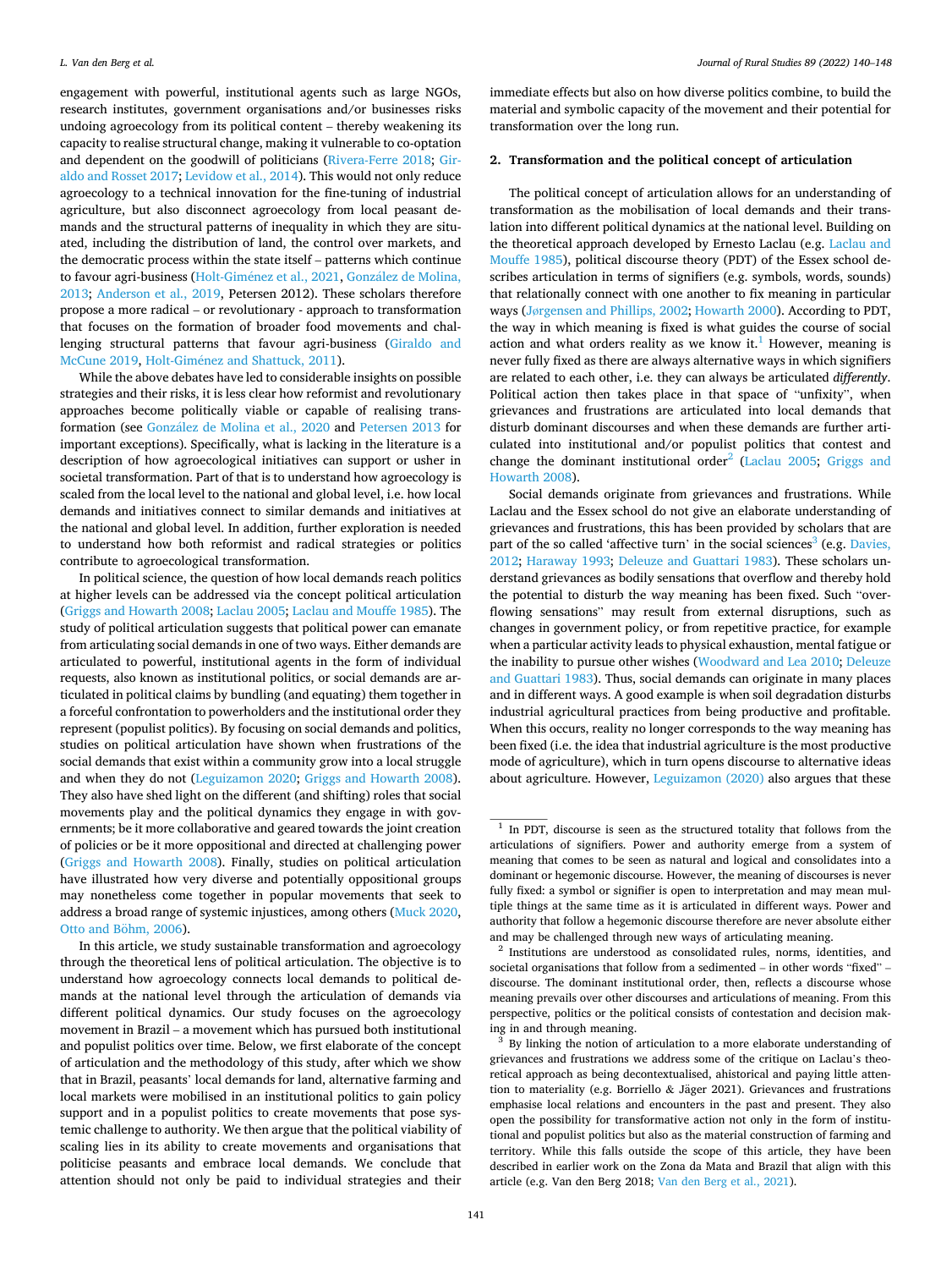engagement with powerful, institutional agents such as large NGOs, research institutes, government organisations and/or businesses risks undoing agroecology from its political content – thereby weakening its capacity to realise structural change, making it vulnerable to co-optation and dependent on the goodwill of politicians (Rivera-Ferre 2018; Giraldo and Rosset 2017; Levidow et al., 2014). This would not only reduce agroecology to a technical innovation for the fine-tuning of industrial agriculture, but also disconnect agroecology from local peasant demands and the structural patterns of inequality in which they are situated, including the distribution of land, the control over markets, and the democratic process within the state itself – patterns which continue to favour agri-business (Holt-Giménez et al., 2021, González de Molina, 2013; Anderson et al., 2019, Petersen 2012). These scholars therefore propose a more radical – or revolutionary - approach to transformation that focuses on the formation of broader food movements and challenging structural patterns that favour agri-business (Giraldo and McCune 2019, Holt-Giménez and Shattuck, 2011).

While the above debates have led to considerable insights on possible strategies and their risks, it is less clear how reformist and revolutionary approaches become politically viable or capable of realising transformation (see González de Molina et al., 2020 and Petersen 2013 for important exceptions). Specifically, what is lacking in the literature is a description of how agroecological initiatives can support or usher in societal transformation. Part of that is to understand how agroecology is scaled from the local level to the national and global level, i.e. how local demands and initiatives connect to similar demands and initiatives at the national and global level. In addition, further exploration is needed to understand how both reformist and radical strategies or politics contribute to agroecological transformation.

In political science, the question of how local demands reach politics at higher levels can be addressed via the concept political articulation (Griggs and Howarth 2008; Laclau 2005; Laclau and Mouffe 1985). The study of political articulation suggests that political power can emanate from articulating social demands in one of two ways. Either demands are articulated to powerful, institutional agents in the form of individual requests, also known as institutional politics, or social demands are articulated in political claims by bundling (and equating) them together in a forceful confrontation to powerholders and the institutional order they represent (populist politics). By focusing on social demands and politics, studies on political articulation have shown when frustrations of the social demands that exist within a community grow into a local struggle and when they do not (Leguizamon 2020; Griggs and Howarth 2008). They also have shed light on the different (and shifting) roles that social movements play and the political dynamics they engage in with governments; be it more collaborative and geared towards the joint creation of policies or be it more oppositional and directed at challenging power (Griggs and Howarth 2008). Finally, studies on political articulation have illustrated how very diverse and potentially oppositional groups may nonetheless come together in popular movements that seek to address a broad range of systemic injustices, among others (Muck 2020, Otto and Böhm, 2006).

In this article, we study sustainable transformation and agroecology through the theoretical lens of political articulation. The objective is to understand how agroecology connects local demands to political demands at the national level through the articulation of demands via different political dynamics. Our study focuses on the agroecology movement in Brazil – a movement which has pursued both institutional and populist politics over time. Below, we first elaborate of the concept of articulation and the methodology of this study, after which we show that in Brazil, peasants' local demands for land, alternative farming and local markets were mobilised in an institutional politics to gain policy support and in a populist politics to create movements that pose systemic challenge to authority. We then argue that the political viability of scaling lies in its ability to create movements and organisations that politicise peasants and embrace local demands. We conclude that attention should not only be paid to individual strategies and their immediate effects but also on how diverse politics combine, to build the material and symbolic capacity of the movement and their potential for transformation over the long run.

## 2. Transformation and the political concept of articulation

The political concept of articulation allows for an understanding of transformation as the mobilisation of local demands and their translation into different political dynamics at the national level. Building on the theoretical approach developed by Ernesto Laclau (e.g. Laclau and Mouffe 1985), political discourse theory (PDT) of the Essex school describes articulation in terms of signifiers (e.g. symbols, words, sounds) that relationally connect with one another to fix meaning in particular ways (Jørgensen and Phillips, 2002; Howarth 2000). According to PDT, the way in which meaning is fixed is what guides the course of social action and what orders reality as we know it.[1] However, meaning is never fully fixed as there are always alternative ways in which signifiers are related to each other, i.e. they can always be articulated *differently*. Political action then takes place in that space of "unfixity", when grievances and frustrations are articulated into local demands that disturb dominant discourses and when these demands are further articulated into institutional and/or populist politics that contest and change the dominant institutional order[2] (Laclau 2005; Griggs and Howarth 2008).

Social demands originate from grievances and frustrations. While Laclau and the Essex school do not give an elaborate understanding of grievances and frustrations, this has been provided by scholars that are part of the so called 'affective turn' in the social sciences[3] (e.g. Davies, 2012; Haraway 1993; Deleuze and Guattari 1983). These scholars understand grievances as bodily sensations that overflow and thereby hold the potential to disturb the way meaning has been fixed. Such "overflowing sensations" may result from external disruptions, such as changes in government policy, or from repetitive practice, for example when a particular activity leads to physical exhaustion, mental fatigue or the inability to pursue other wishes (Woodward and Lea 2010; Deleuze and Guattari 1983). Thus, social demands can originate in many places and in different ways. A good example is when soil degradation disturbs industrial agricultural practices from being productive and profitable. When this occurs, reality no longer corresponds to the way meaning has been fixed (i.e. the idea that industrial agriculture is the most productive mode of agriculture), which in turn opens discourse to alternative ideas about agriculture. However, Leguizamon (2020) also argues that these

[1] In PDT, discourse is seen as the structured totality that follows from the articulations of signifiers. Power and authority emerge from a system of meaning that comes to be seen as natural and logical and consolidates into a dominant or hegemonic discourse. However, the meaning of discourses is never fully fixed: a symbol or signifier is open to interpretation and may mean multiple things at the same time as it is articulated in different ways. Power and authority that follow a hegemonic discourse therefore are never absolute either and may be challenged through new ways of articulating meaning.

[2] Institutions are understood as consolidated rules, norms, identities, and societal organisations that follow from a sedimented – in other words "fixed" – discourse. The dominant institutional order, then, reflects a discourse whose meaning prevails over other discourses and articulations of meaning. From this perspective, politics or the political consists of contestation and decision making in and through meaning.

[3] By linking the notion of articulation to a more elaborate understanding of grievances and frustrations we address some of the critique on Laclau's theoretical approach as being decontextualised, ahistorical and paying little attention to materiality (e.g. Borriello & Jäger 2021). Grievances and frustrations emphasise local relations and encounters in the past and present. They also open the possibility for transformative action not only in the form of institutional and populist politics but also as the material construction of farming and territory. While this falls outside the scope of this article, they have been described in earlier work on the Zona da Mata and Brazil that align with this article (e.g. Van den Berg 2018; Van den Berg et al., 2021).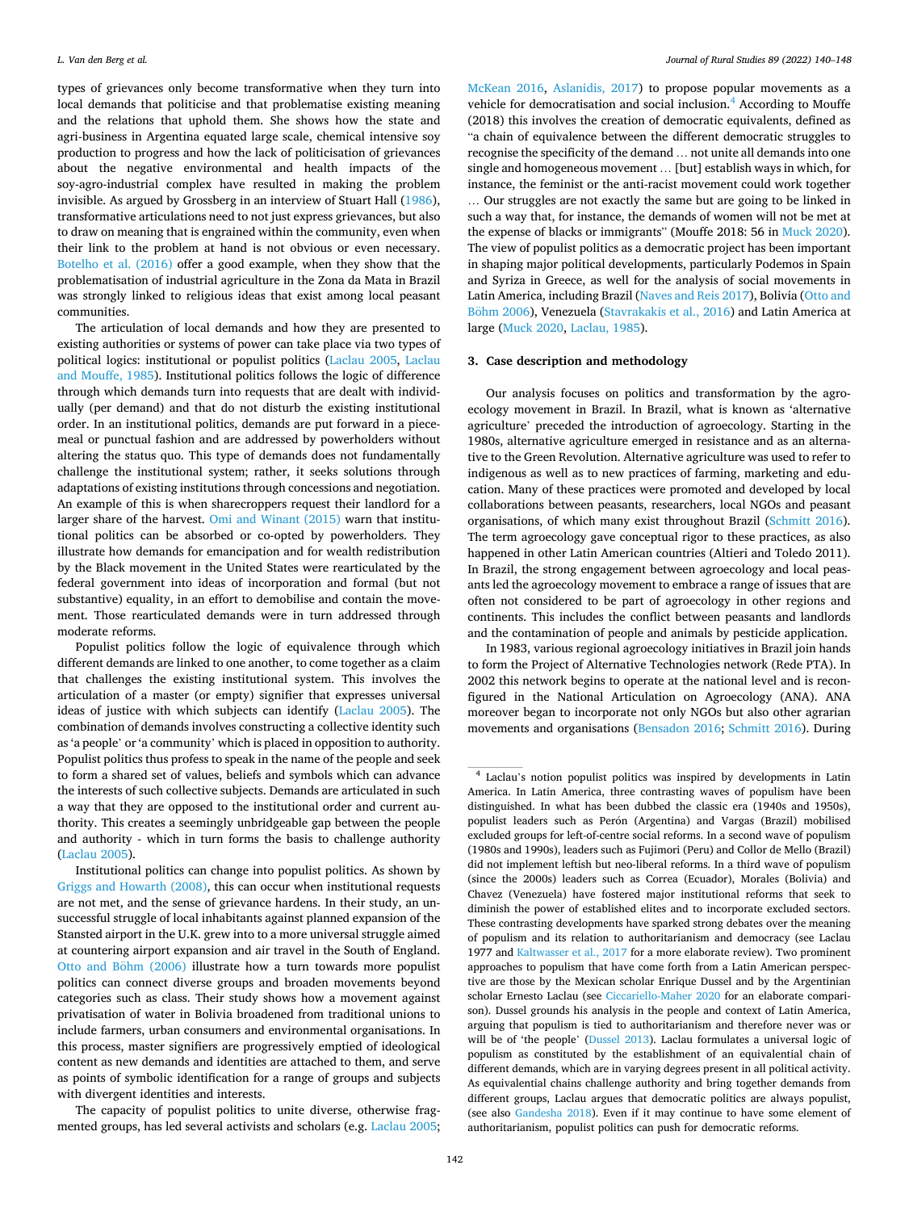types of grievances only become transformative when they turn into local demands that politicise and that problematise existing meaning and the relations that uphold them. She shows how the state and agri-business in Argentina equated large scale, chemical intensive soy production to progress and how the lack of politicisation of grievances about the negative environmental and health impacts of the soy-agro-industrial complex have resulted in making the problem invisible. As argued by Grossberg in an interview of Stuart Hall (1986), transformative articulations need to not just express grievances, but also to draw on meaning that is engrained within the community, even when their link to the problem at hand is not obvious or even necessary. Botelho et al. (2016) offer a good example, when they show that the problematisation of industrial agriculture in the Zona da Mata in Brazil was strongly linked to religious ideas that exist among local peasant communities.

The articulation of local demands and how they are presented to existing authorities or systems of power can take place via two types of political logics: institutional or populist politics (Laclau 2005, Laclau and Mouffe, 1985). Institutional politics follows the logic of difference through which demands turn into requests that are dealt with individually (per demand) and that do not disturb the existing institutional order. In an institutional politics, demands are put forward in a piecemeal or punctual fashion and are addressed by powerholders without altering the status quo. This type of demands does not fundamentally challenge the institutional system; rather, it seeks solutions through adaptations of existing institutions through concessions and negotiation. An example of this is when sharecroppers request their landlord for a larger share of the harvest. Omi and Winant (2015) warn that institutional politics can be absorbed or co-opted by powerholders. They illustrate how demands for emancipation and for wealth redistribution by the Black movement in the United States were rearticulated by the federal government into ideas of incorporation and formal (but not substantive) equality, in an effort to demobilise and contain the movement. Those rearticulated demands were in turn addressed through moderate reforms.

Populist politics follow the logic of equivalence through which different demands are linked to one another, to come together as a claim that challenges the existing institutional system. This involves the articulation of a master (or empty) signifier that expresses universal ideas of justice with which subjects can identify (Laclau 2005). The combination of demands involves constructing a collective identity such as 'a people' or 'a community' which is placed in opposition to authority. Populist politics thus profess to speak in the name of the people and seek to form a shared set of values, beliefs and symbols which can advance the interests of such collective subjects. Demands are articulated in such a way that they are opposed to the institutional order and current authority. This creates a seemingly unbridgeable gap between the people and authority - which in turn forms the basis to challenge authority (Laclau 2005).

Institutional politics can change into populist politics. As shown by Griggs and Howarth (2008), this can occur when institutional requests are not met, and the sense of grievance hardens. In their study, an unsuccessful struggle of local inhabitants against planned expansion of the Stansted airport in the U.K. grew into to a more universal struggle aimed at countering airport expansion and air travel in the South of England. Otto and Böhm (2006) illustrate how a turn towards more populist politics can connect diverse groups and broaden movements beyond categories such as class. Their study shows how a movement against privatisation of water in Bolivia broadened from traditional unions to include farmers, urban consumers and environmental organisations. In this process, master signifiers are progressively emptied of ideological content as new demands and identities are attached to them, and serve as points of symbolic identification for a range of groups and subjects with divergent identities and interests.

The capacity of populist politics to unite diverse, otherwise fragmented groups, has led several activists and scholars (e.g. Laclau 2005; McKean 2016, Aslanidis, 2017) to propose popular movements as a vehicle for democratisation and social inclusion.[4] According to Mouffe (2018) this involves the creation of democratic equivalents, defined as "a chain of equivalence between the different democratic struggles to recognise the specificity of the demand … not unite all demands into one single and homogeneous movement … [but] establish ways in which, for instance, the feminist or the anti-racist movement could work together … Our struggles are not exactly the same but are going to be linked in such a way that, for instance, the demands of women will not be met at the expense of blacks or immigrants" (Mouffe 2018: 56 in Muck 2020). The view of populist politics as a democratic project has been important in shaping major political developments, particularly Podemos in Spain and Syriza in Greece, as well for the analysis of social movements in Latin America, including Brazil (Naves and Reis 2017), Bolivia (Otto and Böhm 2006), Venezuela (Stavrakakis et al., 2016) and Latin America at large (Muck 2020, Laclau, 1985).

## 3. Case description and methodology

Our analysis focuses on politics and transformation by the agroecology movement in Brazil. In Brazil, what is known as 'alternative agriculture' preceded the introduction of agroecology. Starting in the 1980s, alternative agriculture emerged in resistance and as an alternative to the Green Revolution. Alternative agriculture was used to refer to indigenous as well as to new practices of farming, marketing and education. Many of these practices were promoted and developed by local collaborations between peasants, researchers, local NGOs and peasant organisations, of which many exist throughout Brazil (Schmitt 2016). The term agroecology gave conceptual rigor to these practices, as also happened in other Latin American countries (Altieri and Toledo 2011). In Brazil, the strong engagement between agroecology and local peasants led the agroecology movement to embrace a range of issues that are often not considered to be part of agroecology in other regions and continents. This includes the conflict between peasants and landlords and the contamination of people and animals by pesticide application.

In 1983, various regional agroecology initiatives in Brazil join hands to form the Project of Alternative Technologies network (Rede PTA). In 2002 this network begins to operate at the national level and is reconfigured in the National Articulation on Agroecology (ANA). ANA moreover began to incorporate not only NGOs but also other agrarian movements and organisations (Bensadon 2016; Schmitt 2016). During

[4] Laclau's notion populist politics was inspired by developments in Latin America. In Latin America, three contrasting waves of populism have been distinguished. In what has been dubbed the classic era (1940s and 1950s), populist leaders such as Perón (Argentina) and Vargas (Brazil) mobilised excluded groups for left-of-centre social reforms. In a second wave of populism (1980s and 1990s), leaders such as Fujimori (Peru) and Collor de Mello (Brazil) did not implement leftish but neo-liberal reforms. In a third wave of populism (since the 2000s) leaders such as Correa (Ecuador), Morales (Bolivia) and Chavez (Venezuela) have fostered major institutional reforms that seek to diminish the power of established elites and to incorporate excluded sectors. These contrasting developments have sparked strong debates over the meaning of populism and its relation to authoritarianism and democracy (see Laclau 1977 and Kaltwasser et al., 2017 for a more elaborate review). Two prominent approaches to populism that have come forth from a Latin American perspective are those by the Mexican scholar Enrique Dussel and by the Argentinian scholar Ernesto Laclau (see Ciccariello-Maher 2020 for an elaborate comparison). Dussel grounds his analysis in the people and context of Latin America, arguing that populism is tied to authoritarianism and therefore never was or will be of 'the people' (Dussel 2013). Laclau formulates a universal logic of populism as constituted by the establishment of an equivalential chain of different demands, which are in varying degrees present in all political activity. As equivalential chains challenge authority and bring together demands from different groups, Laclau argues that democratic politics are always populist, (see also Gandesha 2018). Even if it may continue to have some element of authoritarianism, populist politics can push for democratic reforms.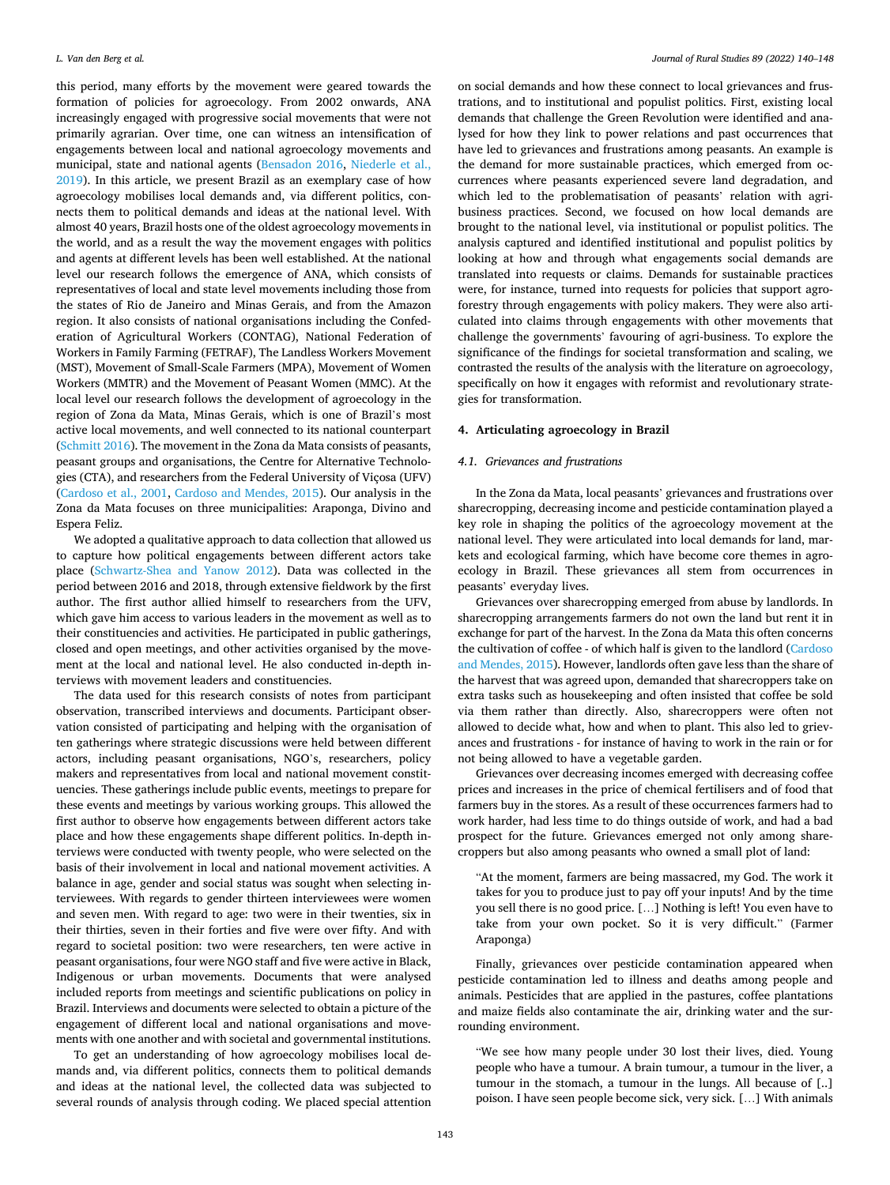this period, many efforts by the movement were geared towards the formation of policies for agroecology. From 2002 onwards, ANA increasingly engaged with progressive social movements that were not primarily agrarian. Over time, one can witness an intensification of engagements between local and national agroecology movements and municipal, state and national agents (Bensadon 2016, Niederle et al., 2019). In this article, we present Brazil as an exemplary case of how agroecology mobilises local demands and, via different politics, connects them to political demands and ideas at the national level. With almost 40 years, Brazil hosts one of the oldest agroecology movements in the world, and as a result the way the movement engages with politics and agents at different levels has been well established. At the national level our research follows the emergence of ANA, which consists of representatives of local and state level movements including those from the states of Rio de Janeiro and Minas Gerais, and from the Amazon region. It also consists of national organisations including the Confederation of Agricultural Workers (CONTAG), National Federation of Workers in Family Farming (FETRAF), The Landless Workers Movement (MST), Movement of Small-Scale Farmers (MPA), Movement of Women Workers (MMTR) and the Movement of Peasant Women (MMC). At the local level our research follows the development of agroecology in the region of Zona da Mata, Minas Gerais, which is one of Brazil's most active local movements, and well connected to its national counterpart (Schmitt 2016). The movement in the Zona da Mata consists of peasants, peasant groups and organisations, the Centre for Alternative Technologies (CTA), and researchers from the Federal University of Viçosa (UFV) (Cardoso et al., 2001, Cardoso and Mendes, 2015). Our analysis in the Zona da Mata focuses on three municipalities: Araponga, Divino and Espera Feliz.

We adopted a qualitative approach to data collection that allowed us to capture how political engagements between different actors take place (Schwartz-Shea and Yanow 2012). Data was collected in the period between 2016 and 2018, through extensive fieldwork by the first author. The first author allied himself to researchers from the UFV, which gave him access to various leaders in the movement as well as to their constituencies and activities. He participated in public gatherings, closed and open meetings, and other activities organised by the movement at the local and national level. He also conducted in-depth interviews with movement leaders and constituencies.

The data used for this research consists of notes from participant observation, transcribed interviews and documents. Participant observation consisted of participating and helping with the organisation of ten gatherings where strategic discussions were held between different actors, including peasant organisations, NGO's, researchers, policy makers and representatives from local and national movement constituencies. These gatherings include public events, meetings to prepare for these events and meetings by various working groups. This allowed the first author to observe how engagements between different actors take place and how these engagements shape different politics. In-depth interviews were conducted with twenty people, who were selected on the basis of their involvement in local and national movement activities. A balance in age, gender and social status was sought when selecting interviewees. With regards to gender thirteen interviewees were women and seven men. With regard to age: two were in their twenties, six in their thirties, seven in their forties and five were over fifty. And with regard to societal position: two were researchers, ten were active in peasant organisations, four were NGO staff and five were active in Black, Indigenous or urban movements. Documents that were analysed included reports from meetings and scientific publications on policy in Brazil. Interviews and documents were selected to obtain a picture of the engagement of different local and national organisations and movements with one another and with societal and governmental institutions.

To get an understanding of how agroecology mobilises local demands and, via different politics, connects them to political demands and ideas at the national level, the collected data was subjected to several rounds of analysis through coding. We placed special attention on social demands and how these connect to local grievances and frustrations, and to institutional and populist politics. First, existing local demands that challenge the Green Revolution were identified and analysed for how they link to power relations and past occurrences that have led to grievances and frustrations among peasants. An example is the demand for more sustainable practices, which emerged from occurrences where peasants experienced severe land degradation, and which led to the problematisation of peasants' relation with agribusiness practices. Second, we focused on how local demands are brought to the national level, via institutional or populist politics. The analysis captured and identified institutional and populist politics by looking at how and through what engagements social demands are translated into requests or claims. Demands for sustainable practices were, for instance, turned into requests for policies that support agroforestry through engagements with policy makers. They were also articulated into claims through engagements with other movements that challenge the governments' favouring of agri-business. To explore the significance of the findings for societal transformation and scaling, we contrasted the results of the analysis with the literature on agroecology, specifically on how it engages with reformist and revolutionary strategies for transformation.

## 4. Articulating agroecology in Brazil

### 4.1. Grievances and frustrations

In the Zona da Mata, local peasants' grievances and frustrations over sharecropping, decreasing income and pesticide contamination played a key role in shaping the politics of the agroecology movement at the national level. They were articulated into local demands for land, markets and ecological farming, which have become core themes in agroecology in Brazil. These grievances all stem from occurrences in peasants' everyday lives.

Grievances over sharecropping emerged from abuse by landlords. In sharecropping arrangements farmers do not own the land but rent it in exchange for part of the harvest. In the Zona da Mata this often concerns the cultivation of coffee - of which half is given to the landlord (Cardoso and Mendes, 2015). However, landlords often gave less than the share of the harvest that was agreed upon, demanded that sharecroppers take on extra tasks such as housekeeping and often insisted that coffee be sold via them rather than directly. Also, sharecroppers were often not allowed to decide what, how and when to plant. This also led to grievances and frustrations - for instance of having to work in the rain or for not being allowed to have a vegetable garden.

Grievances over decreasing incomes emerged with decreasing coffee prices and increases in the price of chemical fertilisers and of food that farmers buy in the stores. As a result of these occurrences farmers had to work harder, had less time to do things outside of work, and had a bad prospect for the future. Grievances emerged not only among sharecroppers but also among peasants who owned a small plot of land:

> "At the moment, farmers are being massacred, my God. The work it takes for you to produce just to pay off your inputs! And by the time you sell there is no good price. [...] Nothing is left! You even have to take from your own pocket. So it is very difficult." (Farmer Araponga)

Finally, grievances over pesticide contamination appeared when pesticide contamination led to illness and deaths among people and animals. Pesticides that are applied in the pastures, coffee plantations and maize fields also contaminate the air, drinking water and the surrounding environment.

> "We see how many people under 30 lost their lives, died. Young people who have a tumour. A brain tumour, a tumour in the liver, a tumour in the stomach, a tumour in the lungs. All because of [..] poison. I have seen people become sick, very sick. [...] With animals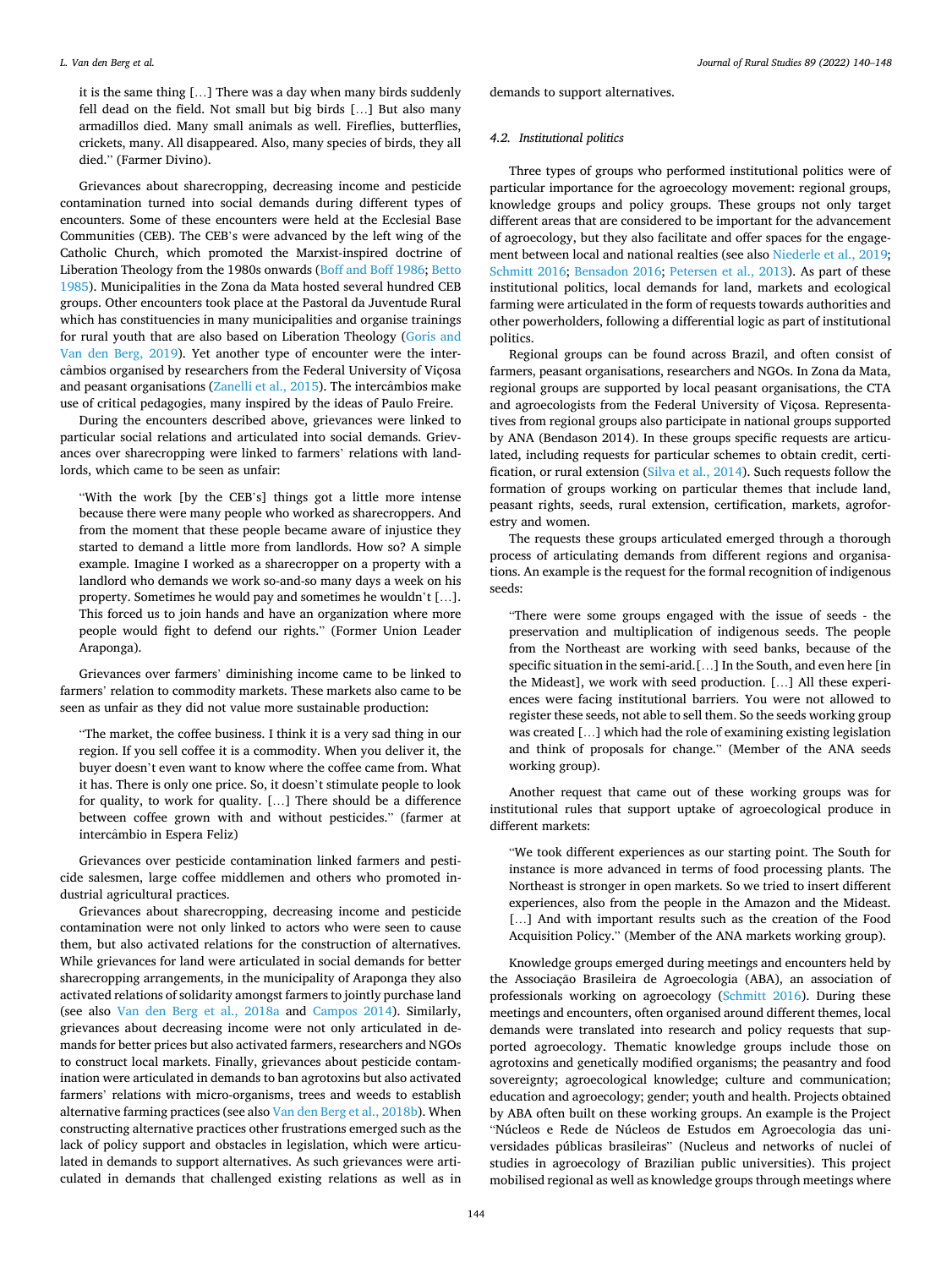it is the same thing […] There was a day when many birds suddenly fell dead on the field. Not small but big birds […] But also many armadillos died. Many small animals as well. Fireflies, butterflies, crickets, many. All disappeared. Also, many species of birds, they all died." (Farmer Divino).

Grievances about sharecropping, decreasing income and pesticide contamination turned into social demands during different types of encounters. Some of these encounters were held at the Ecclesial Base Communities (CEB). The CEB's were advanced by the left wing of the Catholic Church, which promoted the Marxist-inspired doctrine of Liberation Theology from the 1980s onwards (Boff and Boff 1986; Betto 1985). Municipalities in the Zona da Mata hosted several hundred CEB groups. Other encounters took place at the Pastoral da Juventude Rural which has constituencies in many municipalities and organise trainings for rural youth that are also based on Liberation Theology (Goris and Van den Berg, 2019). Yet another type of encounter were the intercâmbios organised by researchers from the Federal University of Viçosa and peasant organisations (Zanelli et al., 2015). The intercâmbios make use of critical pedagogies, many inspired by the ideas of Paulo Freire.

During the encounters described above, grievances were linked to particular social relations and articulated into social demands. Grievances over sharecropping were linked to farmers' relations with landlords, which came to be seen as unfair:

> "With the work [by the CEB's] things got a little more intense because there were many people who worked as sharecroppers. And from the moment that these people became aware of injustice they started to demand a little more from landlords. How so? A simple example. Imagine I worked as a sharecropper on a property with a landlord who demands we work so-and-so many days a week on his property. Sometimes he would pay and sometimes he wouldn't […]. This forced us to join hands and have an organization where more people would fight to defend our rights." (Former Union Leader Araponga).

Grievances over farmers' diminishing income came to be linked to farmers' relation to commodity markets. These markets also came to be seen as unfair as they did not value more sustainable production:

> "The market, the coffee business. I think it is a very sad thing in our region. If you sell coffee it is a commodity. When you deliver it, the buyer doesn't even want to know where the coffee came from. What it has. There is only one price. So, it doesn't stimulate people to look for quality, to work for quality. […] There should be a difference between coffee grown with and without pesticides." (farmer at intercâmbio in Espera Feliz)

Grievances over pesticide contamination linked farmers and pesticide salesmen, large coffee middlemen and others who promoted industrial agricultural practices.

Grievances about sharecropping, decreasing income and pesticide contamination were not only linked to actors who were seen to cause them, but also activated relations for the construction of alternatives. While grievances for land were articulated in social demands for better sharecropping arrangements, in the municipality of Araponga they also activated relations of solidarity amongst farmers to jointly purchase land (see also Van den Berg et al., 2018a and Campos 2014). Similarly, grievances about decreasing income were not only articulated in demands for better prices but also activated farmers, researchers and NGOs to construct local markets. Finally, grievances about pesticide contamination were articulated in demands to ban agrotoxins but also activated farmers' relations with micro-organisms, trees and weeds to establish alternative farming practices (see also Van den Berg et al., 2018b). When constructing alternative practices other frustrations emerged such as the lack of policy support and obstacles in legislation, which were articulated in demands to support alternatives. As such grievances were articulated in demands that challenged existing relations as well as in demands to support alternatives.

### 4.2. Institutional politics

Three types of groups who performed institutional politics were of particular importance for the agroecology movement: regional groups, knowledge groups and policy groups. These groups not only target different areas that are considered to be important for the advancement of agroecology, but they also facilitate and offer spaces for the engagement between local and national realties (see also Niederle et al., 2019; Schmitt 2016; Bensadon 2016; Petersen et al., 2013). As part of these institutional politics, local demands for land, markets and ecological farming were articulated in the form of requests towards authorities and other powerholders, following a differential logic as part of institutional politics.

Regional groups can be found across Brazil, and often consist of farmers, peasant organisations, researchers and NGOs. In Zona da Mata, regional groups are supported by local peasant organisations, the CTA and agroecologists from the Federal University of Viçosa. Representatives from regional groups also participate in national groups supported by ANA (Bendason 2014). In these groups specific requests are articulated, including requests for particular schemes to obtain credit, certification, or rural extension (Silva et al., 2014). Such requests follow the formation of groups working on particular themes that include land, peasant rights, seeds, rural extension, certification, markets, agroforestry and women.

The requests these groups articulated emerged through a thorough process of articulating demands from different regions and organisations. An example is the request for the formal recognition of indigenous seeds:

> "There were some groups engaged with the issue of seeds - the preservation and multiplication of indigenous seeds. The people from the Northeast are working with seed banks, because of the specific situation in the semi-arid.[…] In the South, and even here [in the Mideast], we work with seed production. […] All these experiences were facing institutional barriers. You were not allowed to register these seeds, not able to sell them. So the seeds working group was created […] which had the role of examining existing legislation and think of proposals for change." (Member of the ANA seeds working group).

Another request that came out of these working groups was for institutional rules that support uptake of agroecological produce in different markets:

> "We took different experiences as our starting point. The South for instance is more advanced in terms of food processing plants. The Northeast is stronger in open markets. So we tried to insert different experiences, also from the people in the Amazon and the Mideast. […] And with important results such as the creation of the Food Acquisition Policy." (Member of the ANA markets working group).

Knowledge groups emerged during meetings and encounters held by the Associação Brasileira de Agroecologia (ABA), an association of professionals working on agroecology (Schmitt 2016). During these meetings and encounters, often organised around different themes, local demands were translated into research and policy requests that supported agroecology. Thematic knowledge groups include those on agrotoxins and genetically modified organisms; the peasantry and food sovereignty; agroecological knowledge; culture and communication; education and agroecology; gender; youth and health. Projects obtained by ABA often built on these working groups. An example is the Project "Núcleos e Rede de Núcleos de Estudos em Agroecologia das universidades públicas brasileiras" (Nucleus and networks of nuclei of studies in agroecology of Brazilian public universities). This project mobilised regional as well as knowledge groups through meetings where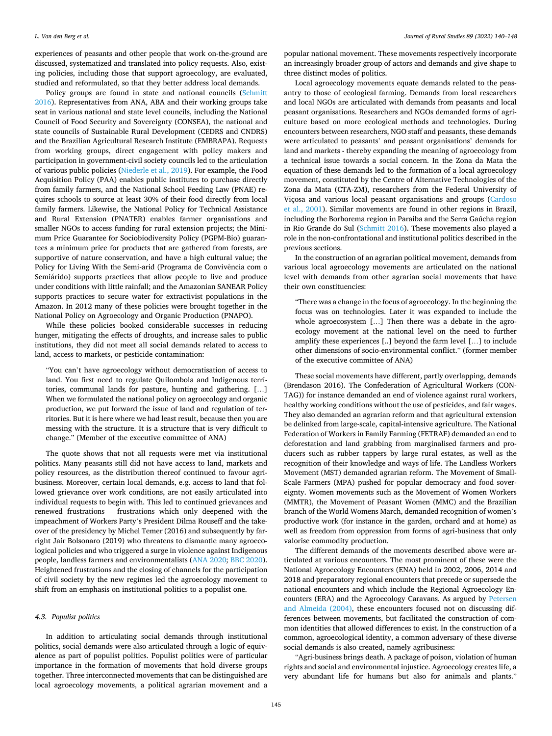experiences of peasants and other people that work on-the-ground are discussed, systematized and translated into policy requests. Also, existing policies, including those that support agroecology, are evaluated, studied and reformulated, so that they better address local demands.

Policy groups are found in state and national councils (Schmitt 2016). Representatives from ANA, ABA and their working groups take seat in various national and state level councils, including the National Council of Food Security and Sovereignty (CONSEA), the national and state councils of Sustainable Rural Development (CEDRS and CNDRS) and the Brazilian Agricultural Research Institute (EMBRAPA). Requests from working groups, direct engagement with policy makers and participation in government-civil society councils led to the articulation of various public policies (Niederle et al., 2019). For example, the Food Acquisition Policy (PAA) enables public institutes to purchase directly from family farmers, and the National School Feeding Law (PNAE) requires schools to source at least 30% of their food directly from local family farmers. Likewise, the National Policy for Technical Assistance and Rural Extension (PNATER) enables farmer organisations and smaller NGOs to access funding for rural extension projects; the Minimum Price Guarantee for Sociobiodiversity Policy (PGPM-Bio) guarantees a minimum price for products that are gathered from forests, are supportive of nature conservation, and have a high cultural value; the Policy for Living With the Semi-arid (Programa de Convivência com o Semiárido) supports practices that allow people to live and produce under conditions with little rainfall; and the Amazonian SANEAR Policy supports practices to secure water for extractivist populations in the Amazon. In 2012 many of these policies were brought together in the National Policy on Agroecology and Organic Production (PNAPO).

While these policies booked considerable successes in reducing hunger, mitigating the effects of droughts, and increase sales to public institutions, they did not meet all social demands related to access to land, access to markets, or pesticide contamination:

> "You can't have agroecology without democratisation of access to land. You first need to regulate Quilombola and Indigenous territories, communal lands for pasture, hunting and gathering. […] When we formulated the national policy on agroecology and organic production, we put forward the issue of land and regulation of territories. But it is here where we had least result, because then you are messing with the structure. It is a structure that is very difficult to change." (Member of the executive committee of ANA)

The quote shows that not all requests were met via institutional politics. Many peasants still did not have access to land, markets and policy resources, as the distribution thereof continued to favour agribusiness. Moreover, certain local demands, e.g. access to land that followed grievance over work conditions, are not easily articulated into individual requests to begin with. This led to continued grievances and renewed frustrations – frustrations which only deepened with the impeachment of Workers Party's President Dilma Rouseff and the takeover of the presidency by Michel Temer (2016) and subsequently by far-right Jair Bolsonaro (2019) who threatens to dismantle many agroecological policies and who triggered a surge in violence against Indigenous people, landless farmers and environmentalists (ANA 2020; BBC 2020). Heightened frustrations and the closing of channels for the participation of civil society by the new regimes led the agroecology movement to shift from an emphasis on institutional politics to a populist one.

### 4.3. Populist politics

In addition to articulating social demands through institutional politics, social demands were also articulated through a logic of equivalence as part of populist politics. Populist politics were of particular importance in the formation of movements that hold diverse groups together. Three interconnected movements that can be distinguished are local agroecology movements, a political agrarian movement and a popular national movement. These movements respectively incorporate an increasingly broader group of actors and demands and give shape to three distinct modes of politics.

Local agroecology movements equate demands related to the peasantry to those of ecological farming. Demands from local researchers and local NGOs are articulated with demands from peasants and local peasant organisations. Researchers and NGOs demanded forms of agriculture based on more ecological methods and technologies. During encounters between researchers, NGO staff and peasants, these demands were articulated to peasants' and peasant organisations' demands for land and markets - thereby expanding the meaning of agroecology from a technical issue towards a social concern. In the Zona da Mata the equation of these demands led to the formation of a local agroecology movement, constituted by the Centre of Alternative Technologies of the Zona da Mata (CTA-ZM), researchers from the Federal University of Viçosa and various local peasant organisations and groups (Cardoso et al., 2001). Similar movements are found in other regions in Brazil, including the Borborema region in Paraiba and the Serra Gaúcha region in Rio Grande do Sul (Schmitt 2016). These movements also played a role in the non-confrontational and institutional politics described in the previous sections.

In the construction of an agrarian political movement, demands from various local agroecology movements are articulated on the national level with demands from other agrarian social movements that have their own constituencies:

> "There was a change in the focus of agroecology. In the beginning the focus was on technologies. Later it was expanded to include the whole agroecosystem […] Then there was a debate in the agroecology movement at the national level on the need to further amplify these experiences [..] beyond the farm level […] to include other dimensions of socio-environmental conflict." (former member of the executive committee of ANA)

These social movements have different, partly overlapping, demands (Brendason 2016). The Confederation of Agricultural Workers (CONTAG)) for instance demanded an end of violence against rural workers, healthy working conditions without the use of pesticides, and fair wages. They also demanded an agrarian reform and that agricultural extension be delinked from large-scale, capital-intensive agriculture. The National Federation of Workers in Family Farming (FETRAF) demanded an end to deforestation and land grabbing from marginalised farmers and producers such as rubber tappers by large rural estates, as well as the recognition of their knowledge and ways of life. The Landless Workers Movement (MST) demanded agrarian reform. The Movement of Small-Scale Farmers (MPA) pushed for popular democracy and food sovereignty. Women movements such as the Movement of Women Workers (MMTR), the Movement of Peasant Women (MMC) and the Brazilian branch of the World Womens March, demanded recognition of women's productive work (for instance in the garden, orchard and at home) as well as freedom from oppression from forms of agri-business that only valorise commodity production.

The different demands of the movements described above were articulated at various encounters. The most prominent of these were the National Agroecology Encounters (ENA) held in 2002, 2006, 2014 and 2018 and preparatory regional encounters that precede or supersede the national encounters and which include the Regional Agroecology Encounters (ERA) and the Agroecology Caravans. As argued by Petersen and Almeida (2004), these encounters focused not on discussing differences between movements, but facilitated the construction of common identities that allowed differences to exist. In the construction of a common, agroecological identity, a common adversary of these diverse social demands is also created, namely agribusiness:

> "Agri-business brings death. A package of poison, violation of human rights and social and environmental injustice. Agroecology creates life, a very abundant life for humans but also for animals and plants."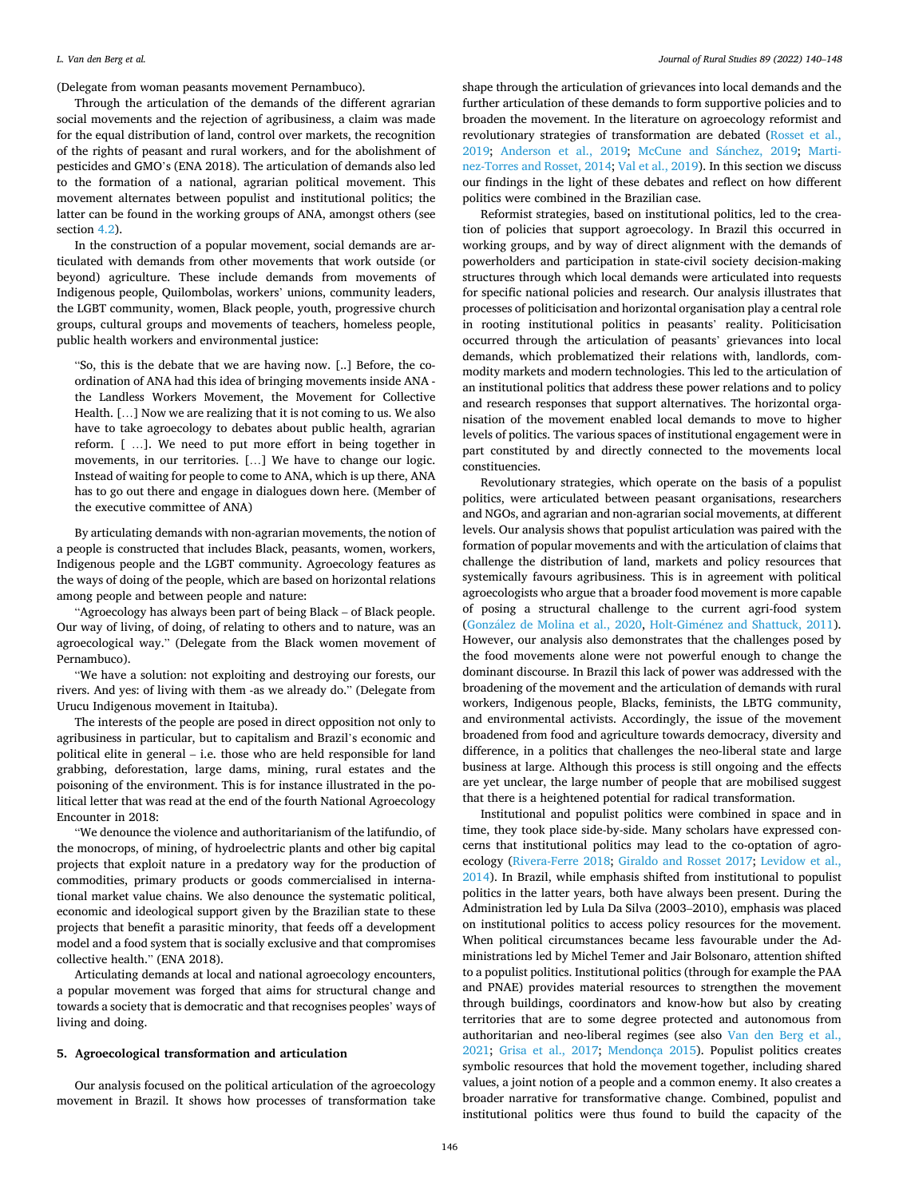(Delegate from woman peasants movement Pernambuco).

Through the articulation of the demands of the different agrarian social movements and the rejection of agribusiness, a claim was made for the equal distribution of land, control over markets, the recognition of the rights of peasant and rural workers, and for the abolishment of pesticides and GMO's (ENA 2018). The articulation of demands also led to the formation of a national, agrarian political movement. This movement alternates between populist and institutional politics; the latter can be found in the working groups of ANA, amongst others (see section 4.2).

In the construction of a popular movement, social demands are articulated with demands from other movements that work outside (or beyond) agriculture. These include demands from movements of Indigenous people, Quilombolas, workers' unions, community leaders, the LGBT community, women, Black people, youth, progressive church groups, cultural groups and movements of teachers, homeless people, public health workers and environmental justice:

> "So, this is the debate that we are having now. [..] Before, the coordination of ANA had this idea of bringing movements inside ANA - the Landless Workers Movement, the Movement for Collective Health. [...] Now we are realizing that it is not coming to us. We also have to take agroecology to debates about public health, agrarian reform. [ ...]. We need to put more effort in being together in movements, in our territories. [...] We have to change our logic. Instead of waiting for people to come to ANA, which is up there, ANA has to go out there and engage in dialogues down here. (Member of the executive committee of ANA)

By articulating demands with non-agrarian movements, the notion of a people is constructed that includes Black, peasants, women, workers, Indigenous people and the LGBT community. Agroecology features as the ways of doing of the people, which are based on horizontal relations among people and between people and nature:

"Agroecology has always been part of being Black – of Black people. Our way of living, of doing, of relating to others and to nature, was an agroecological way." (Delegate from the Black women movement of Pernambuco).

"We have a solution: not exploiting and destroying our forests, our rivers. And yes: of living with them -as we already do." (Delegate from Urucu Indigenous movement in Itaituba).

The interests of the people are posed in direct opposition not only to agribusiness in particular, but to capitalism and Brazil's economic and political elite in general – i.e. those who are held responsible for land grabbing, deforestation, large dams, mining, rural estates and the poisoning of the environment. This is for instance illustrated in the political letter that was read at the end of the fourth National Agroecology Encounter in 2018:

"We denounce the violence and authoritarianism of the latifundio, of the monocrops, of mining, of hydroelectric plants and other big capital projects that exploit nature in a predatory way for the production of commodities, primary products or goods commercialised in international market value chains. We also denounce the systematic political, economic and ideological support given by the Brazilian state to these projects that benefit a parasitic minority, that feeds off a development model and a food system that is socially exclusive and that compromises collective health." (ENA 2018).

Articulating demands at local and national agroecology encounters, a popular movement was forged that aims for structural change and towards a society that is democratic and that recognises peoples' ways of living and doing.

## 5. Agroecological transformation and articulation

Our analysis focused on the political articulation of the agroecology movement in Brazil. It shows how processes of transformation take shape through the articulation of grievances into local demands and the further articulation of these demands to form supportive policies and to broaden the movement. In the literature on agroecology reformist and revolutionary strategies of transformation are debated (Rosset et al., 2019; Anderson et al., 2019; McCune and Sánchez, 2019; Martinez-Torres and Rosset, 2014; Val et al., 2019). In this section we discuss our findings in the light of these debates and reflect on how different politics were combined in the Brazilian case.

Reformist strategies, based on institutional politics, led to the creation of policies that support agroecology. In Brazil this occurred in working groups, and by way of direct alignment with the demands of powerholders and participation in state-civil society decision-making structures through which local demands were articulated into requests for specific national policies and research. Our analysis illustrates that processes of politicisation and horizontal organisation play a central role in rooting institutional politics in peasants' reality. Politicisation occurred through the articulation of peasants' grievances into local demands, which problematized their relations with, landlords, commodity markets and modern technologies. This led to the articulation of an institutional politics that address these power relations and to policy and research responses that support alternatives. The horizontal organisation of the movement enabled local demands to move to higher levels of politics. The various spaces of institutional engagement were in part constituted by and directly connected to the movements local constituencies.

Revolutionary strategies, which operate on the basis of a populist politics, were articulated between peasant organisations, researchers and NGOs, and agrarian and non-agrarian social movements, at different levels. Our analysis shows that populist articulation was paired with the formation of popular movements and with the articulation of claims that challenge the distribution of land, markets and policy resources that systemically favours agribusiness. This is in agreement with political agroecologists who argue that a broader food movement is more capable of posing a structural challenge to the current agri-food system (González de Molina et al., 2020, Holt-Giménez and Shattuck, 2011). However, our analysis also demonstrates that the challenges posed by the food movements alone were not powerful enough to change the dominant discourse. In Brazil this lack of power was addressed with the broadening of the movement and the articulation of demands with rural workers, Indigenous people, Blacks, feminists, the LBTG community, and environmental activists. Accordingly, the issue of the movement broadened from food and agriculture towards democracy, diversity and difference, in a politics that challenges the neo-liberal state and large business at large. Although this process is still ongoing and the effects are yet unclear, the large number of people that are mobilised suggest that there is a heightened potential for radical transformation.

Institutional and populist politics were combined in space and in time, they took place side-by-side. Many scholars have expressed concerns that institutional politics may lead to the co-optation of agroecology (Rivera-Ferre 2018; Giraldo and Rosset 2017; Levidow et al., 2014). In Brazil, while emphasis shifted from institutional to populist politics in the latter years, both have always been present. During the Administration led by Lula Da Silva (2003–2010), emphasis was placed on institutional politics to access policy resources for the movement. When political circumstances became less favourable under the Administrations led by Michel Temer and Jair Bolsonaro, attention shifted to a populist politics. Institutional politics (through for example the PAA and PNAE) provides material resources to strengthen the movement through buildings, coordinators and know-how but also by creating territories that are to some degree protected and autonomous from authoritarian and neo-liberal regimes (see also Van den Berg et al., 2021; Grisa et al., 2017; Mendonça 2015). Populist politics creates symbolic resources that hold the movement together, including shared values, a joint notion of a people and a common enemy. It also creates a broader narrative for transformative change. Combined, populist and institutional politics were thus found to build the capacity of the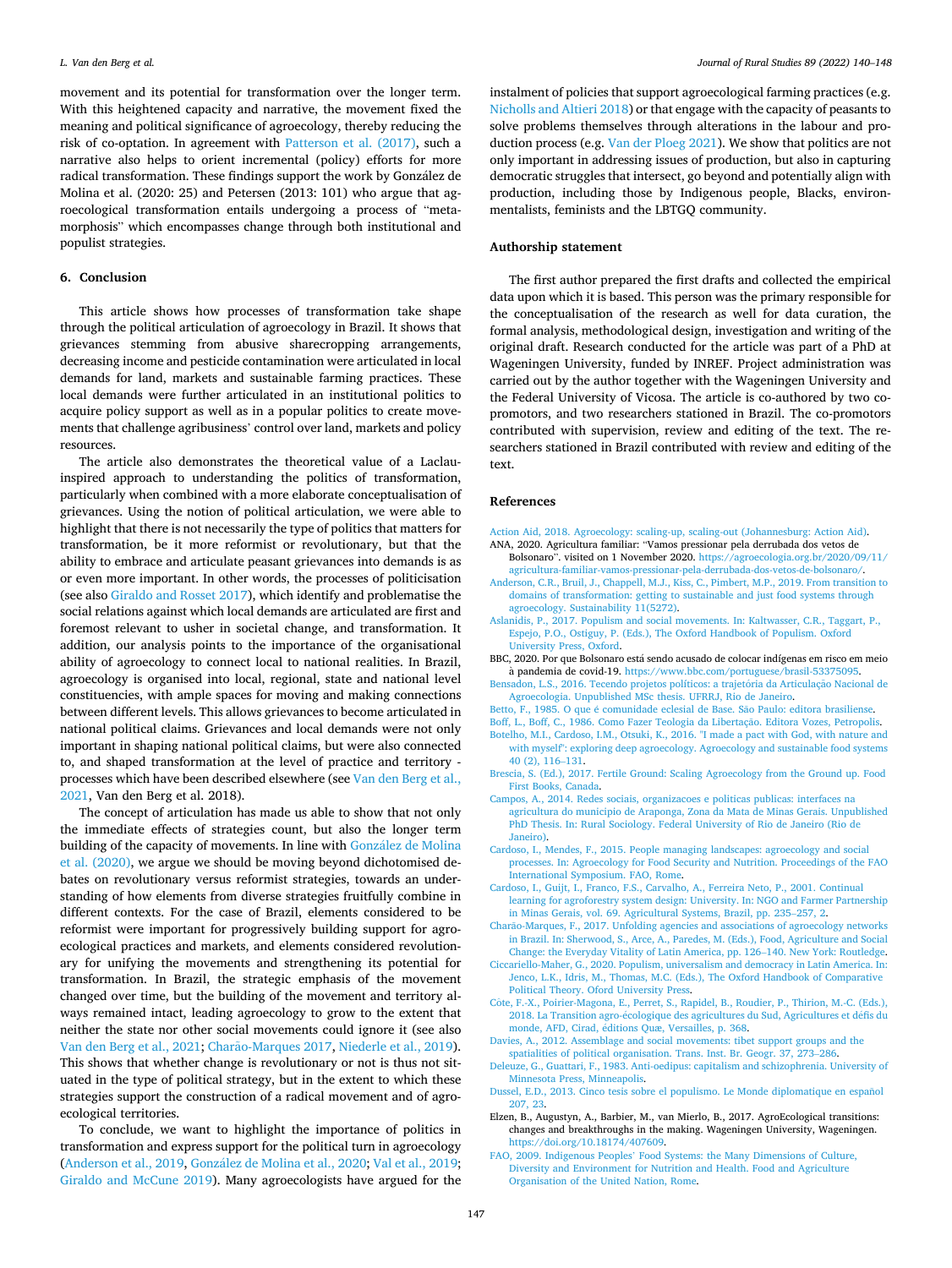movement and its potential for transformation over the longer term. With this heightened capacity and narrative, the movement fixed the meaning and political significance of agroecology, thereby reducing the risk of co-optation. In agreement with Patterson et al. (2017), such a narrative also helps to orient incremental (policy) efforts for more radical transformation. These findings support the work by González de Molina et al. (2020: 25) and Petersen (2013: 101) who argue that agroecological transformation entails undergoing a process of "metamorphosis" which encompasses change through both institutional and populist strategies.

## 6. Conclusion

This article shows how processes of transformation take shape through the political articulation of agroecology in Brazil. It shows that grievances stemming from abusive sharecropping arrangements, decreasing income and pesticide contamination were articulated in local demands for land, markets and sustainable farming practices. These local demands were further articulated in an institutional politics to acquire policy support as well as in a popular politics to create movements that challenge agribusiness' control over land, markets and policy resources.

The article also demonstrates the theoretical value of a Laclau-inspired approach to understanding the politics of transformation, particularly when combined with a more elaborate conceptualisation of grievances. Using the notion of political articulation, we were able to highlight that there is not necessarily the type of politics that matters for transformation, be it more reformist or revolutionary, but that the ability to embrace and articulate peasant grievances into demands is as or even more important. In other words, the processes of politicisation (see also Giraldo and Rosset 2017), which identify and problematise the social relations against which local demands are articulated are first and foremost relevant to usher in societal change, and transformation. It addition, our analysis points to the importance of the organisational ability of agroecology to connect local to national realities. In Brazil, agroecology is organised into local, regional, state and national level constituencies, with ample spaces for moving and making connections between different levels. This allows grievances to become articulated in national political claims. Grievances and local demands were not only important in shaping national political claims, but were also connected to, and shaped transformation at the level of practice and territory - processes which have been described elsewhere (see Van den Berg et al., 2021, Van den Berg et al. 2018).

The concept of articulation has made us able to show that not only the immediate effects of strategies count, but also the longer term building of the capacity of movements. In line with González de Molina et al. (2020), we argue we should be moving beyond dichotomised debates on revolutionary versus reformist strategies, towards an understanding of how elements from diverse strategies fruitfully combine in different contexts. For the case of Brazil, elements considered to be reformist were important for progressively building support for agroecological practices and markets, and elements considered revolutionary for unifying the movements and strengthening its potential for transformation. In Brazil, the strategic emphasis of the movement changed over time, but the building of the movement and territory always remained intact, leading agroecology to grow to the extent that neither the state nor other social movements could ignore it (see also Van den Berg et al., 2021; Charão-Marques 2017, Niederle et al., 2019). This shows that whether change is revolutionary or not is thus not situated in the type of political strategy, but in the extent to which these strategies support the construction of a radical movement and of agroecological territories.

To conclude, we want to highlight the importance of politics in transformation and express support for the political turn in agroecology (Anderson et al., 2019, González de Molina et al., 2020; Val et al., 2019; Giraldo and McCune 2019). Many agroecologists have argued for the instalment of policies that support agroecological farming practices (e.g. Nicholls and Altieri 2018) or that engage with the capacity of peasants to solve problems themselves through alterations in the labour and production process (e.g. Van der Ploeg 2021). We show that politics are not only important in addressing issues of production, but also in capturing democratic struggles that intersect, go beyond and potentially align with production, including those by Indigenous people, Blacks, environmentalists, feminists and the LBTGQ community.

## Authorship statement

The first author prepared the first drafts and collected the empirical data upon which it is based. This person was the primary responsible for the conceptualisation of the research as well for data curation, the formal analysis, methodological design, investigation and writing of the original draft. Research conducted for the article was part of a PhD at Wageningen University, funded by INREF. Project administration was carried out by the author together with the Wageningen University and the Federal University of Vicosa. The article is co-authored by two co-promotors, and two researchers stationed in Brazil. The co-promotors contributed with supervision, review and editing of the text. The researchers stationed in Brazil contributed with review and editing of the text.

## References

Action Aid, 2018. Agroecology: scaling-up, scaling-out (Johannesburg: Action Aid).

ANA, 2020. Agricultura familiar: "Vamos pressionar pela derrubada dos vetos de Bolsonaro". visited on 1 November 2020. https://agroecologia.org.br/2020/09/11/agricultura-familiar-vamos-pressionar-pela-derrubada-dos-vetos-de-bolsonaro/.

Anderson, C.R., Bruil, J., Chappell, M.J., Kiss, C., Pimbert, M.P., 2019. From transition to domains of transformation: getting to sustainable and just food systems through agroecology. Sustainability 11(5272).

Aslanidis, P., 2017. Populism and social movements. In: Kaltwasser, C.R., Taggart, P., Espejo, P.O., Ostiguy, P. (Eds.), The Oxford Handbook of Populism. Oxford University Press, Oxford.

BBC, 2020. Por que Bolsonaro está sendo acusado de colocar indígenas em risco em meio à pandemia de covid-19. https://www.bbc.com/portuguese/brasil-53375095.

Bensadon, L.S., 2016. Tecendo projetos políticos: a trajetória da Articulação Nacional de Agroecologia. Unpublished MSc thesis. UFRRJ, Rio de Janeiro.

Betto, F., 1985. O que é comunidade eclesial de Base. São Paulo: editora brasiliense.

Boff, L., Boff, C., 1986. Como Fazer Teologia da Libertação. Editora Vozes, Petropolis.

Botelho, M.I., Cardoso, I.M., Otsuki, K., 2016. "I made a pact with God, with nature and with myself": exploring deep agroecology. Agroecology and sustainable food systems 40 (2), 116–131.

Brescia, S. (Ed.), 2017. Fertile Ground: Scaling Agroecology from the Ground up. Food First Books, Canada.

Campos, A., 2014. Redes sociais, organizacoes e politicas publicas: interfaces na agricultura do município de Araponga, Zona da Mata de Minas Gerais. Unpublished PhD Thesis. In: Rural Sociology. Federal University of Rio de Janeiro (Rio de Janeiro).

Cardoso, I., Mendes, F., 2015. People managing landscapes: agroecology and social processes. In: Agroecology for Food Security and Nutrition. Proceedings of the FAO International Symposium. FAO, Rome.

Cardoso, I., Guijt, I., Franco, F.S., Carvalho, A., Ferreira Neto, P., 2001. Continual learning for agroforestry system design: University. In: NGO and Farmer Partnership in Minas Gerais, vol. 69. Agricultural Systems, Brazil, pp. 235–257, 2.

Charão-Marques, F., 2017. Unfolding agencies and associations of agroecology networks in Brazil. In: Sherwood, S., Arce, A., Paredes, M. (Eds.), Food, Agriculture and Social Change: the Everyday Vitality of Latin America, pp. 126–140. New York: Routledge.

Ciccariello-Maher, G., 2020. Populism, universalism and democracy in Latin America. In: Jenco, L.K., Idris, M., Thomas, M.C. (Eds.), The Oxford Handbook of Comparative Political Theory. Oford University Press.

Côte, F.-X., Poirier-Magona, E., Perret, S., Rapidel, B., Roudier, P., Thirion, M.-C. (Eds.), 2018. La Transition agro-écologique des agricultures du Sud, Agricultures et défis du monde, AFD, Cirad, éditions Quæ, Versailles, p. 368.

Davies, A., 2012. Assemblage and social movements: tibet support groups and the spatialities of political organisation. Trans. Inst. Br. Geogr. 37, 273–286.

Deleuze, G., Guattari, F., 1983. Anti-oedipus: capitalism and schizophrenia. University of Minnesota Press, Minneapolis.

Dussel, E.D., 2013. Cinco tesis sobre el populismo. Le Monde diplomatique en español 207, 23.

Elzen, B., Augustyn, A., Barbier, M., van Mierlo, B., 2017. AgroEcological transitions: changes and breakthroughs in the making. Wageningen University, Wageningen. https://doi.org/10.18174/407609.

FAO, 2009. Indigenous Peoples' Food Systems: the Many Dimensions of Culture, Diversity and Environment for Nutrition and Health. Food and Agriculture Organisation of the United Nation, Rome.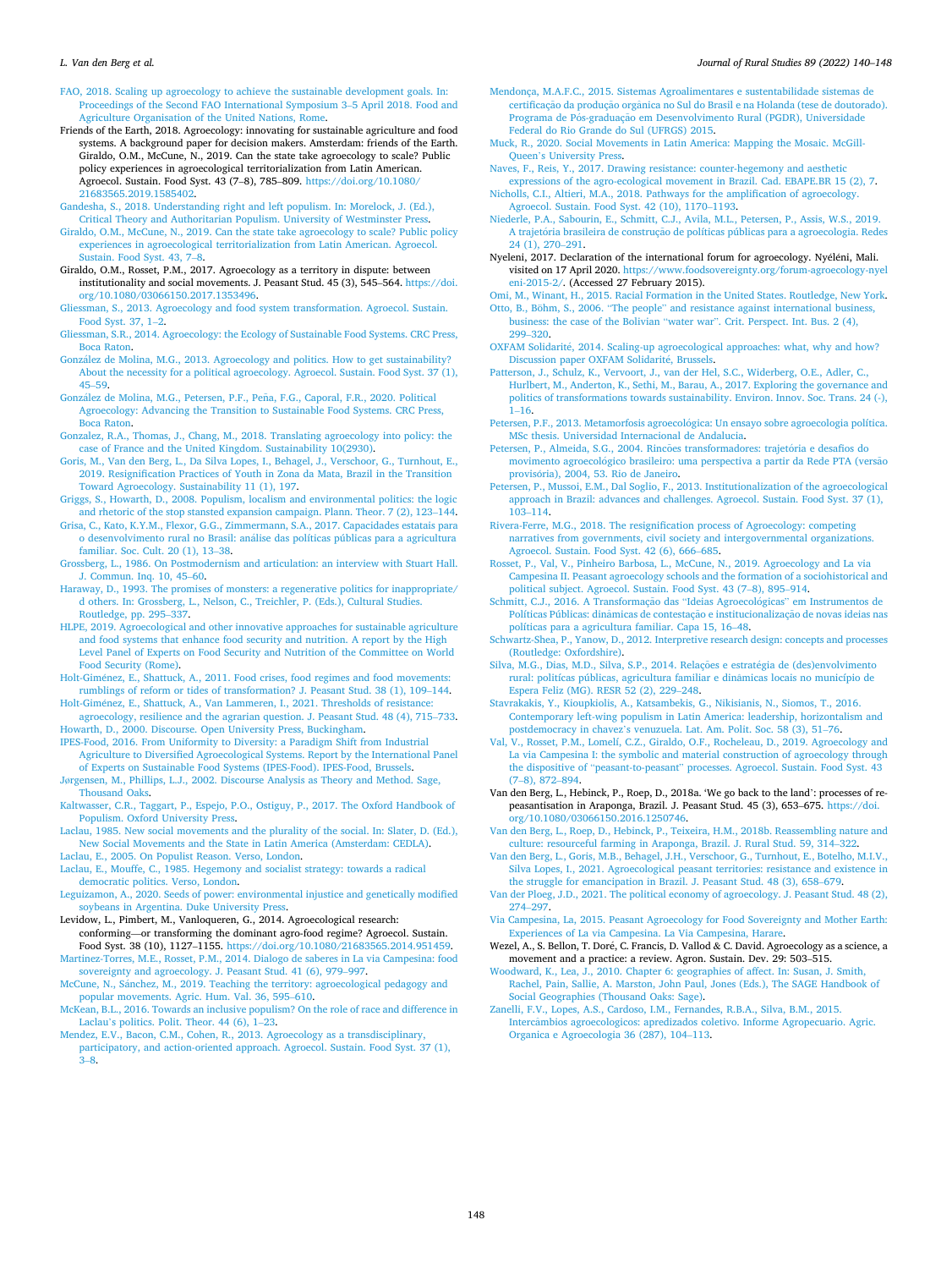FAO, 2018. Scaling up agroecology to achieve the sustainable development goals. In: Proceedings of the Second FAO International Symposium 3–5 April 2018. Food and Agriculture Organisation of the United Nations, Rome.

Friends of the Earth, 2018. Agroecology: innovating for sustainable agriculture and food systems. A background paper for decision makers. Amsterdam: friends of the Earth. Giraldo, O.M., McCune, N., 2019. Can the state take agroecology to scale? Public policy experiences in agroecological territorialization from Latin American. Agroecol. Sustain. Food Syst. 43 (7–8), 785–809. https://doi.org/10.1080/21683565.2019.1585402.

Gandesha, S., 2018. Understanding right and left populism. In: Morelock, J. (Ed.), Critical Theory and Authoritarian Populism. University of Westminster Press.

Giraldo, O.M., McCune, N., 2019. Can the state take agroecology to scale? Public policy experiences in agroecological territorialization from Latin American. Agroecol. Sustain. Food Syst. 43, 7–8.

Giraldo, O.M., Rosset, P.M., 2017. Agroecology as a territory in dispute: between institutionality and social movements. J. Peasant Stud. 45 (3), 545–564. https://doi.org/10.1080/03066150.2017.1353496.

Gliessman, S., 2013. Agroecology and food system transformation. Agroecol. Sustain. Food Syst. 37, 1–2.

Gliessman, S.R., 2014. Agroecology: the Ecology of Sustainable Food Systems. CRC Press, Boca Raton.

González de Molina, M.G., 2013. Agroecology and politics. How to get sustainability? About the necessity for a political agroecology. Agroecol. Sustain. Food Syst. 37 (1), 45–59.

González de Molina, M.G., Petersen, P.F., Peña, F.G., Caporal, F.R., 2020. Political Agroecology: Advancing the Transition to Sustainable Food Systems. CRC Press, Boca Raton.

Gonzalez, R.A., Thomas, J., Chang, M., 2018. Translating agroecology into policy: the case of France and the United Kingdom. Sustainability 10(2930).

Goris, M., Van den Berg, L., Da Silva Lopes, I., Behagel, J., Verschoor, G., Turnhout, E., 2019. Resignification Practices of Youth in Zona da Mata, Brazil in the Transition Toward Agroecology. Sustainability 11 (1), 197.

Griggs, S., Howarth, D., 2008. Populism, localism and environmental politics: the logic and rhetoric of the stop stansted expansion campaign. Plann. Theor. 7 (2), 123–144.

Grisa, C., Kato, K.Y.M., Flexor, G.G., Zimmermann, S.A., 2017. Capacidades estatais para o desenvolvimento rural no Brasil: análise das políticas públicas para a agricultura familiar. Soc. Cult. 20 (1), 13–38.

Grossberg, L., 1986. On Postmodernism and articulation: an interview with Stuart Hall. J. Commun. Inq. 10, 45–60.

Haraway, D., 1993. The promises of monsters: a regenerative politics for inappropriate/d others. In: Grossberg, L., Nelson, C., Treichler, P. (Eds.), Cultural Studies. Routledge, pp. 295–337.

HLPE, 2019. Agroecological and other innovative approaches for sustainable agriculture and food systems that enhance food security and nutrition. A report by the High Level Panel of Experts on Food Security and Nutrition of the Committee on World Food Security (Rome).

Holt-Giménez, E., Shattuck, A., 2011. Food crises, food regimes and food movements: rumblings of reform or tides of transformation? J. Peasant Stud. 38 (1), 109–144.

Holt-Giménez, E., Shattuck, A., Van Lammeren, I., 2021. Thresholds of resistance: agroecology, resilience and the agrarian question. J. Peasant Stud. 48 (4), 715–733.

Howarth, D., 2000. Discourse. Open University Press, Buckingham.

IPES-Food, 2016. From Uniformity to Diversity: a Paradigm Shift from Industrial Agriculture to Diversified Agroecological Systems. Report by the International Panel of Experts on Sustainable Food Systems (IPES-Food). IPES-Food, Brussels.

Jørgensen, M., Phillips, L.J., 2002. Discourse Analysis as Theory and Method. Sage, Thousand Oaks.

Kaltwasser, C.R., Taggart, P., Espejo, P.O., Ostiguy, P., 2017. The Oxford Handbook of Populism. Oxford University Press.

Laclau, 1985. New social movements and the plurality of the social. In: Slater, D. (Ed.), New Social Movements and the State in Latin America (Amsterdam: CEDLA).

Laclau, E., 2005. On Populist Reason. Verso, London.

Laclau, E., Mouffe, C., 1985. Hegemony and socialist strategy: towards a radical democratic politics. Verso, London.

Leguizamon, A., 2020. Seeds of power: environmental injustice and genetically modified soybeans in Argentina. Duke University Press.

Levidow, L., Pimbert, M., Vanloqueren, G., 2014. Agroecological research: conforming—or transforming the dominant agro-food regime? Agroecol. Sustain. Food Syst. 38 (10), 1127–1155. https://doi.org/10.1080/21683565.2014.951459.

Martinez-Torres, M.E., Rosset, P.M., 2014. Dialogo de saberes in La via Campesina: food sovereignty and agroecology. J. Peasant Stud. 41 (6), 979–997.

McCune, N., Sánchez, M., 2019. Teaching the territory: agroecological pedagogy and popular movements. Agric. Hum. Val. 36, 595–610.

McKean, B.L., 2016. Towards an inclusive populism? On the role of race and difference in Laclau's politics. Polit. Theor. 44 (6), 1–23.

Mendez, E.V., Bacon, C.M., Cohen, R., 2013. Agroecology as a transdisciplinary, participatory, and action-oriented approach. Agroecol. Sustain. Food Syst. 37 (1), 3–8.

Mendonça, M.A.F.C., 2015. Sistemas Agroalimentares e sustentabilidade sistemas de certificação da produção orgânica no Sul do Brasil e na Holanda (tese de doutorado). Programa de Pós-graduação em Desenvolvimento Rural (PGDR), Universidade Federal do Rio Grande do Sul (UFRGS) 2015.

Muck, R., 2020. Social Movements in Latin America: Mapping the Mosaic. McGill-Queen's University Press.

Naves, F., Reis, Y., 2017. Drawing resistance: counter-hegemony and aesthetic expressions of the agro-ecological movement in Brazil. Cad. EBAPE.BR 15 (2), 7.

Nicholls, C.I., Altieri, M.A., 2018. Pathways for the amplification of agroecology. Agroecol. Sustain. Food Syst. 42 (10), 1170–1193.

Niederle, P.A., Sabourin, E., Schmitt, C.J., Avila, M.L., Petersen, P., Assis, W.S., 2019. A trajetória brasileira de construção de políticas públicas para a agroecologia. Redes 24 (1), 270–291.

Nyeleni, 2017. Declaration of the international forum for agroecology. Nyéléni, Mali. visited on 17 April 2020. https://www.foodsovereignty.org/forum-agroecology-nyeleni-2015-2/. (Accessed 27 February 2015).

Omi, M., Winant, H., 2015. Racial Formation in the United States. Routledge, New York.

Otto, B., Böhm, S., 2006. "The people" and resistance against international business, business: the case of the Bolivian "water war". Crit. Perspect. Int. Bus. 2 (4), 299–320.

OXFAM Solidarité, 2014. Scaling-up agroecological approaches: what, why and how? Discussion paper OXFAM Solidarité, Brussels.

Patterson, J., Schulz, K., Vervoort, J., van der Hel, S.C., Widerberg, O.E., Adler, C., Hurlbert, M., Anderton, K., Sethi, M., Barau, A., 2017. Exploring the governance and politics of transformations towards sustainability. Environ. Innov. Soc. Trans. 24 (-), 1–16.

Petersen, P.F., 2013. Metamorfosis agroecológica: Un ensayo sobre agroecologia política. MSc thesis. Universidad Internacional de Andalucia.

Petersen, P., Almeida, S.G., 2004. Rincões transformadores: trajetória e desafios do movimento agroecológico brasileiro: uma perspectiva a partir da Rede PTA (versão provisória), 2004, 53. Rio de Janeiro.

Petersen, P., Mussoi, E.M., Dal Soglio, F., 2013. Institutionalization of the agroecological approach in Brazil: advances and challenges. Agroecol. Sustain. Food Syst. 37 (1), 103–114.

Rivera-Ferre, M.G., 2018. The resignification process of Agroecology: competing narratives from governments, civil society and intergovernmental organizations. Agroecol. Sustain. Food Syst. 42 (6), 666–685.

Rosset, P., Val, V., Pinheiro Barbosa, L., McCune, N., 2019. Agroecology and La via Campesina II. Peasant agroecology schools and the formation of a sociohistorical and political subject. Agroecol. Sustain. Food Syst. 43 (7–8), 895–914.

Schmitt, C.J., 2016. A Transformação das "Ideias Agroecológicas" em Instrumentos de Políticas Públicas: dinâmicas de contestação e institucionalização de novas ideias nas políticas para a agricultura familiar. Capa 15, 16–48.

Schwartz-Shea, P., Yanow, D., 2012. Interpretive research design: concepts and processes (Routledge: Oxfordshire).

Silva, M.G., Dias, M.D., Silva, S.P., 2014. Relações e estratégia de (des)envolvimento rural: políticas públicas, agricultura familiar e dinâmicas locais no município de Espera Feliz (MG). RESR 52 (2), 229–248.

Stavrakakis, Y., Kioupkiolis, A., Katsambekis, G., Nikisianis, N., Siomos, T., 2016. Contemporary left-wing populism in Latin America: leadership, horizontalism and postdemocracy in chavez's venuzuela. Lat. Am. Polit. Soc. 58 (3), 51–76.

Val, V., Rosset, P.M., Lomelí, C.Z., Giraldo, O.F., Rocheleau, D., 2019. Agroecology and La via Campesina I: the symbolic and material construction of agroecology through the dispositive of "peasant-to-peasant" processes. Agroecol. Sustain. Food Syst. 43 (7–8), 872–894.

Van den Berg, L., Hebinck, P., Roep, D., 2018a. 'We go back to the land': processes of re-peasantisation in Araponga, Brazil. J. Peasant Stud. 45 (3), 653–675. https://doi.org/10.1080/03066150.2016.1250746.

Van den Berg, L., Roep, D., Hebinck, P., Teixeira, H.M., 2018b. Reassembling nature and culture: resourceful farming in Araponga, Brazil. J. Rural Stud. 59, 314–322.

Van den Berg, L., Goris, M.B., Behagel, J.H., Verschoor, G., Turnhout, E., Botelho, M.I.V., Silva Lopes, I., 2021. Agroecological peasant territories: resistance and existence in the struggle for emancipation in Brazil. J. Peasant Stud. 48 (3), 658–679.

Van der Ploeg, J.D., 2021. The political economy of agroecology. J. Peasant Stud. 48 (2), 274–297.

Via Campesina, La, 2015. Peasant Agroecology for Food Sovereignty and Mother Earth: Experiences of La via Campesina. La Via Campesina, Harare.

Wezel, A., S. Bellon, T. Doré, C. Francis, D. Vallod & C. David. Agroecology as a science, a movement and a practice: a review. Agron. Sustain. Dev. 29: 503–515.

Woodward, K., Lea, J., 2010. Chapter 6: geographies of affect. In: Susan, J. Smith, Rachel, Pain, Sallie, A. Marston, John Paul, Jones (Eds.), The SAGE Handbook of Social Geographies (Thousand Oaks: Sage).

Zanelli, F.V., Lopes, A.S., Cardoso, I.M., Fernandes, R.B.A., Silva, B.M., 2015. Intercâmbios agroecologicos: apredizados coletivo. Informe Agropecuario. Agric. Organica e Agroecologia 36 (287), 104–113.